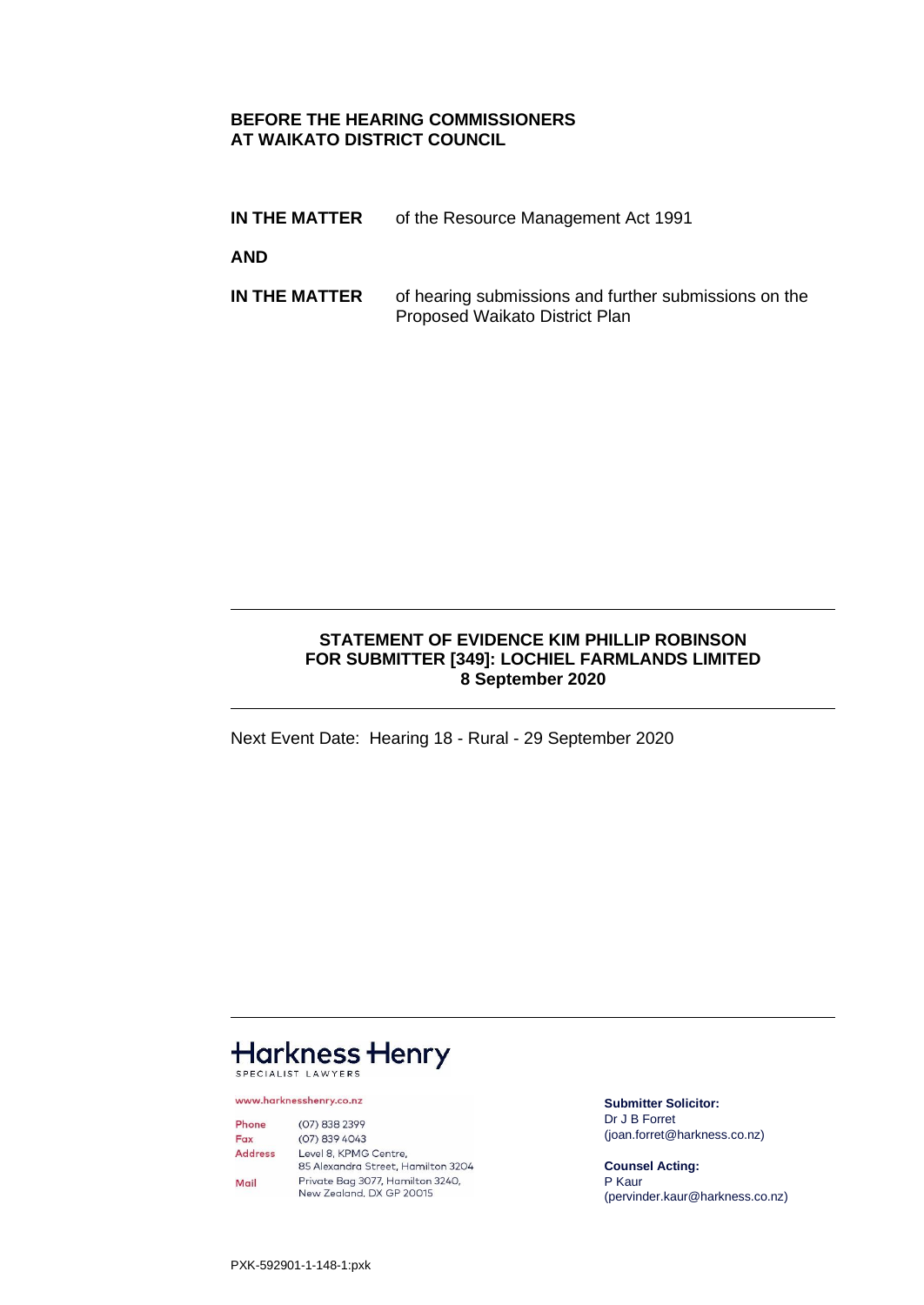**BEFORE THE HEARING COMMISSIONERS**
**AT WAIKATO DISTRICT COUNCIL**

**IN THE MATTER** of the Resource Management Act 1991

**AND**

**IN THE MATTER** of hearing submissions and further submissions on the Proposed Waikato District Plan

---

**STATEMENT OF EVIDENCE KIM PHILLIP ROBINSON**
**FOR SUBMITTER [349]: LOCHIEL FARMLANDS LIMITED**
**8 September 2020**

---

Next Event Date: Hearing 18 - Rural - 29 September 2020

---

Harkness Henry
SPECIALIST LAWYERS

www.harknesshenry.co.nz

Phone (07) 838 2399
Fax (07) 839 4043
Address Level 8, KPMG Centre, 85 Alexandra Street, Hamilton 3204
Mail Private Bag 3077, Hamilton 3240, New Zealand. DX GP 20015

**Submitter Solicitor:**
Dr J B Forret
(joan.forret@harkness.co.nz)

**Counsel Acting:**
P Kaur
(pervinder.kaur@harkness.co.nz)

PXK-592901-1-148-1:pxk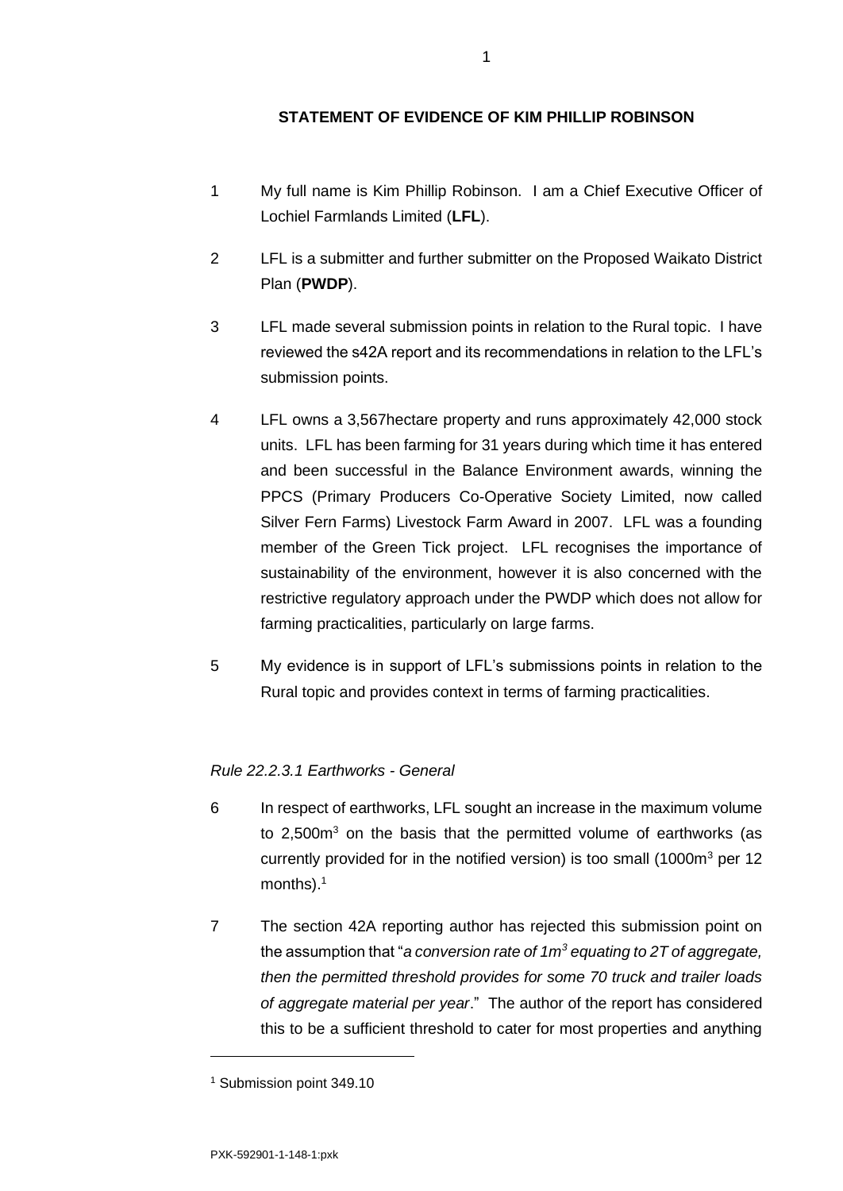**STATEMENT OF EVIDENCE OF KIM PHILLIP ROBINSON**

1 My full name is Kim Phillip Robinson. I am a Chief Executive Officer of Lochiel Farmlands Limited (**LFL**).

2 LFL is a submitter and further submitter on the Proposed Waikato District Plan (**PWDP**).

3 LFL made several submission points in relation to the Rural topic. I have reviewed the s42A report and its recommendations in relation to the LFL's submission points.

4 LFL owns a 3,567hectare property and runs approximately 42,000 stock units. LFL has been farming for 31 years during which time it has entered and been successful in the Balance Environment awards, winning the PPCS (Primary Producers Co-Operative Society Limited, now called Silver Fern Farms) Livestock Farm Award in 2007. LFL was a founding member of the Green Tick project. LFL recognises the importance of sustainability of the environment, however it is also concerned with the restrictive regulatory approach under the PWDP which does not allow for farming practicalities, particularly on large farms.

5 My evidence is in support of LFL's submissions points in relation to the Rural topic and provides context in terms of farming practicalities.

*Rule 22.2.3.1 Earthworks - General*

6 In respect of earthworks, LFL sought an increase in the maximum volume to 2,500m$^3$ on the basis that the permitted volume of earthworks (as currently provided for in the notified version) is too small (1000m$^3$ per 12 months).[1]

7 The section 42A reporting author has rejected this submission point on the assumption that "*a conversion rate of 1m$^3$ equating to 2T of aggregate, then the permitted threshold provides for some 70 truck and trailer loads of aggregate material per year*." The author of the report has considered this to be a sufficient threshold to cater for most properties and anything

[1] Submission point 349.10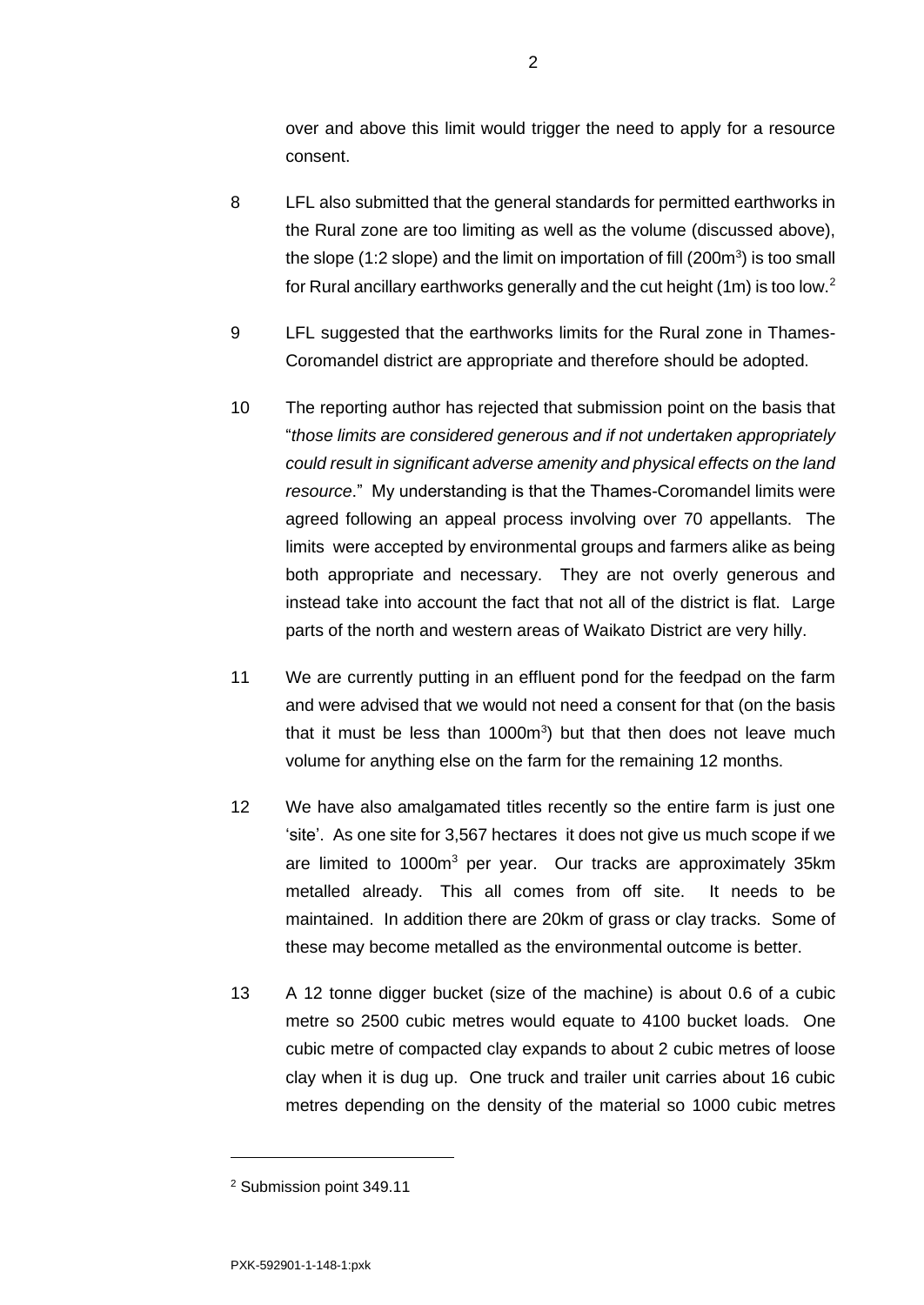over and above this limit would trigger the need to apply for a resource consent.

8 LFL also submitted that the general standards for permitted earthworks in the Rural zone are too limiting as well as the volume (discussed above), the slope (1:2 slope) and the limit on importation of fill ($200m^3$) is too small for Rural ancillary earthworks generally and the cut height (1m) is too low.[2]

9 LFL suggested that the earthworks limits for the Rural zone in Thames-Coromandel district are appropriate and therefore should be adopted.

10 The reporting author has rejected that submission point on the basis that "*those limits are considered generous and if not undertaken appropriately could result in significant adverse amenity and physical effects on the land resource*." My understanding is that the Thames-Coromandel limits were agreed following an appeal process involving over 70 appellants. The limits were accepted by environmental groups and farmers alike as being both appropriate and necessary. They are not overly generous and instead take into account the fact that not all of the district is flat. Large parts of the north and western areas of Waikato District are very hilly.

11 We are currently putting in an effluent pond for the feedpad on the farm and were advised that we would not need a consent for that (on the basis that it must be less than $1000m^3$) but that then does not leave much volume for anything else on the farm for the remaining 12 months.

12 We have also amalgamated titles recently so the entire farm is just one 'site'. As one site for 3,567 hectares it does not give us much scope if we are limited to $1000m^3$ per year. Our tracks are approximately 35km metalled already. This all comes from off site. It needs to be maintained. In addition there are 20km of grass or clay tracks. Some of these may become metalled as the environmental outcome is better.

13 A 12 tonne digger bucket (size of the machine) is about 0.6 of a cubic metre so 2500 cubic metres would equate to 4100 bucket loads. One cubic metre of compacted clay expands to about 2 cubic metres of loose clay when it is dug up. One truck and trailer unit carries about 16 cubic metres depending on the density of the material so 1000 cubic metres

[2] Submission point 349.11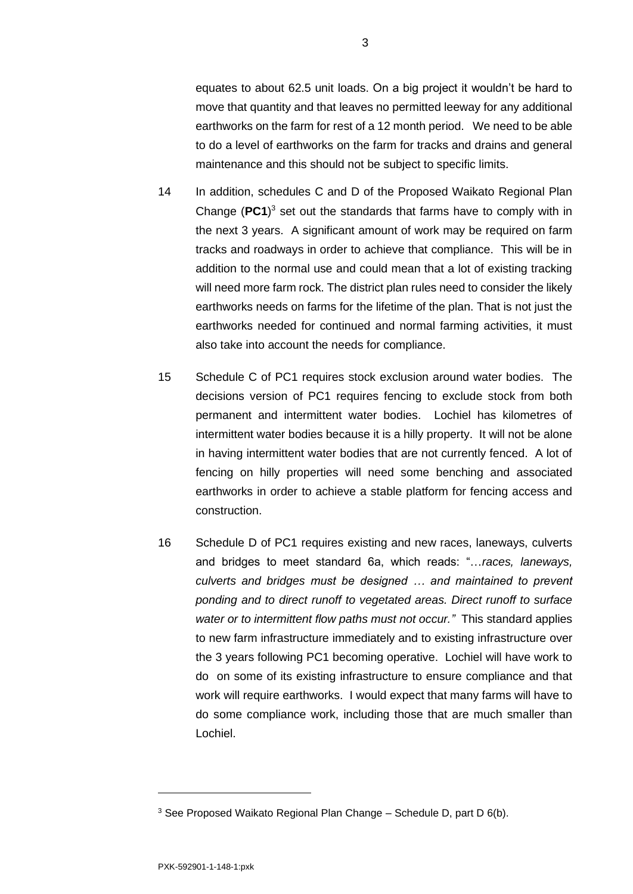equates to about 62.5 unit loads. On a big project it wouldn't be hard to move that quantity and that leaves no permitted leeway for any additional earthworks on the farm for rest of a 12 month period. We need to be able to do a level of earthworks on the farm for tracks and drains and general maintenance and this should not be subject to specific limits.

14 In addition, schedules C and D of the Proposed Waikato Regional Plan Change (**PC1**)[3] set out the standards that farms have to comply with in the next 3 years. A significant amount of work may be required on farm tracks and roadways in order to achieve that compliance. This will be in addition to the normal use and could mean that a lot of existing tracking will need more farm rock. The district plan rules need to consider the likely earthworks needs on farms for the lifetime of the plan. That is not just the earthworks needed for continued and normal farming activities, it must also take into account the needs for compliance.

15 Schedule C of PC1 requires stock exclusion around water bodies. The decisions version of PC1 requires fencing to exclude stock from both permanent and intermittent water bodies. Lochiel has kilometres of intermittent water bodies because it is a hilly property. It will not be alone in having intermittent water bodies that are not currently fenced. A lot of fencing on hilly properties will need some benching and associated earthworks in order to achieve a stable platform for fencing access and construction.

16 Schedule D of PC1 requires existing and new races, laneways, culverts and bridges to meet standard 6a, which reads: "…*races, laneways, culverts and bridges must be designed … and maintained to prevent ponding and to direct runoff to vegetated areas. Direct runoff to surface water or to intermittent flow paths must not occur."* This standard applies to new farm infrastructure immediately and to existing infrastructure over the 3 years following PC1 becoming operative. Lochiel will have work to do on some of its existing infrastructure to ensure compliance and that work will require earthworks. I would expect that many farms will have to do some compliance work, including those that are much smaller than Lochiel.

---

[3] See Proposed Waikato Regional Plan Change – Schedule D, part D 6(b).